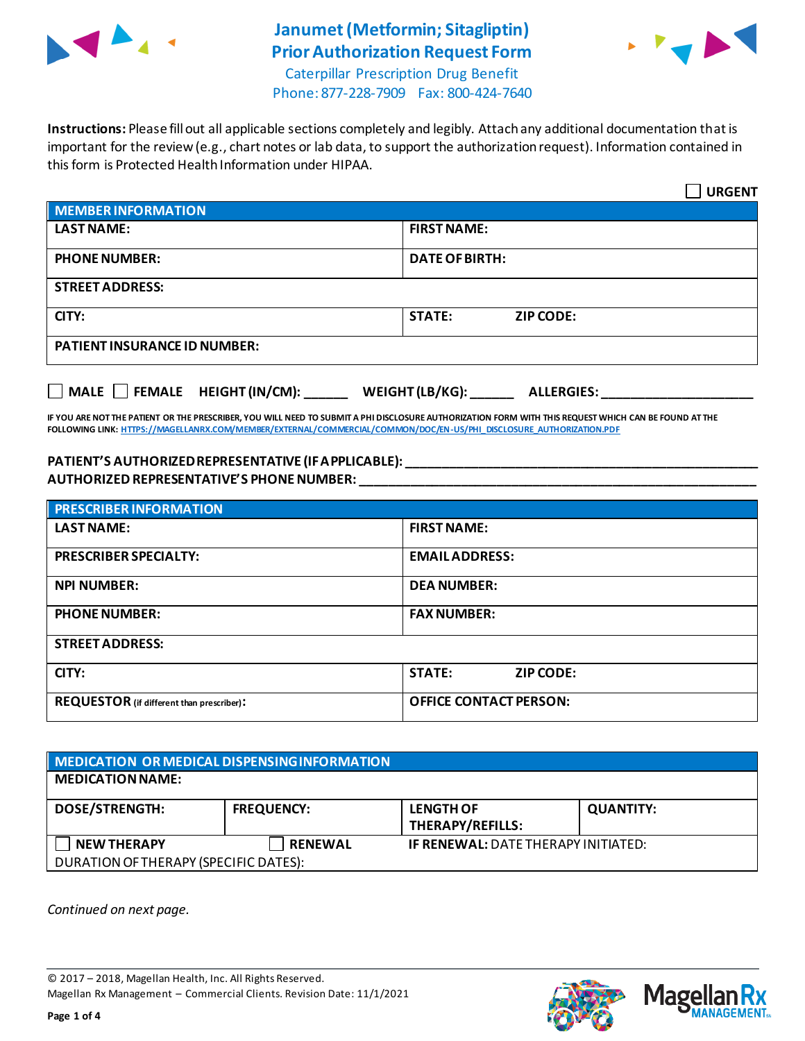# Janumet (Metformin; Sitagliptin) Prior Authorization Request Form

Caterpillar Prescription Drug Benefit
Phone: 877-228-7909 Fax: 800-424-7640

**Instructions:** Please fill out all applicable sections completely and legibly. Attach any additional documentation that is important for the review (e.g., chart notes or lab data, to support the authorization request). Information contained in this form is Protected Health Information under HIPAA.

☐ **URGENT**

| **MEMBER INFORMATION** | | |
|---|---|---|
| **LAST NAME:** | **FIRST NAME:** | |
| **PHONE NUMBER:** | **DATE OF BIRTH:** | |
| **STREET ADDRESS:** | | |
| **CITY:** | **STATE:** | **ZIP CODE:** |
| **PATIENT INSURANCE ID NUMBER:** | | |

☐ **MALE** ☐ **FEMALE** **HEIGHT (IN/CM):** ______ **WEIGHT (LB/KG):** ______ **ALLERGIES:** ____________________

**IF YOU ARE NOT THE PATIENT OR THE PRESCRIBER, YOU WILL NEED TO SUBMIT A PHI DISCLOSURE AUTHORIZATION FORM WITH THIS REQUEST WHICH CAN BE FOUND AT THE FOLLOWING LINK:** HTTPS://MAGELLANRX.COM/MEMBER/EXTERNAL/COMMERCIAL/COMMON/DOC/EN-US/PHI_DISCLOSURE_AUTHORIZATION.PDF

**PATIENT'S AUTHORIZED REPRESENTATIVE (IF APPLICABLE):** ____________________________________________
**AUTHORIZED REPRESENTATIVE'S PHONE NUMBER:** ____________________________________________

| **PRESCRIBER INFORMATION** | | |
|---|---|---|
| **LAST NAME:** | **FIRST NAME:** | |
| **PRESCRIBER SPECIALTY:** | **EMAIL ADDRESS:** | |
| **NPI NUMBER:** | **DEA NUMBER:** | |
| **PHONE NUMBER:** | **FAX NUMBER:** | |
| **STREET ADDRESS:** | | |
| **CITY:** | **STATE:** | **ZIP CODE:** |
| **REQUESTOR** (if different than prescriber)**:** | **OFFICE CONTACT PERSON:** | |

| **MEDICATION OR MEDICAL DISPENSING INFORMATION** | | | |
|---|---|---|---|
| **MEDICATION NAME:** | | | |
| **DOSE/STRENGTH:** | **FREQUENCY:** | **LENGTH OF THERAPY/REFILLS:** | **QUANTITY:** |
| ☐ **NEW THERAPY** | ☐ **RENEWAL** | **IF RENEWAL:** DATE THERAPY INITIATED: | |
| DURATION OF THERAPY (SPECIFIC DATES): | | | |

*Continued on next page.*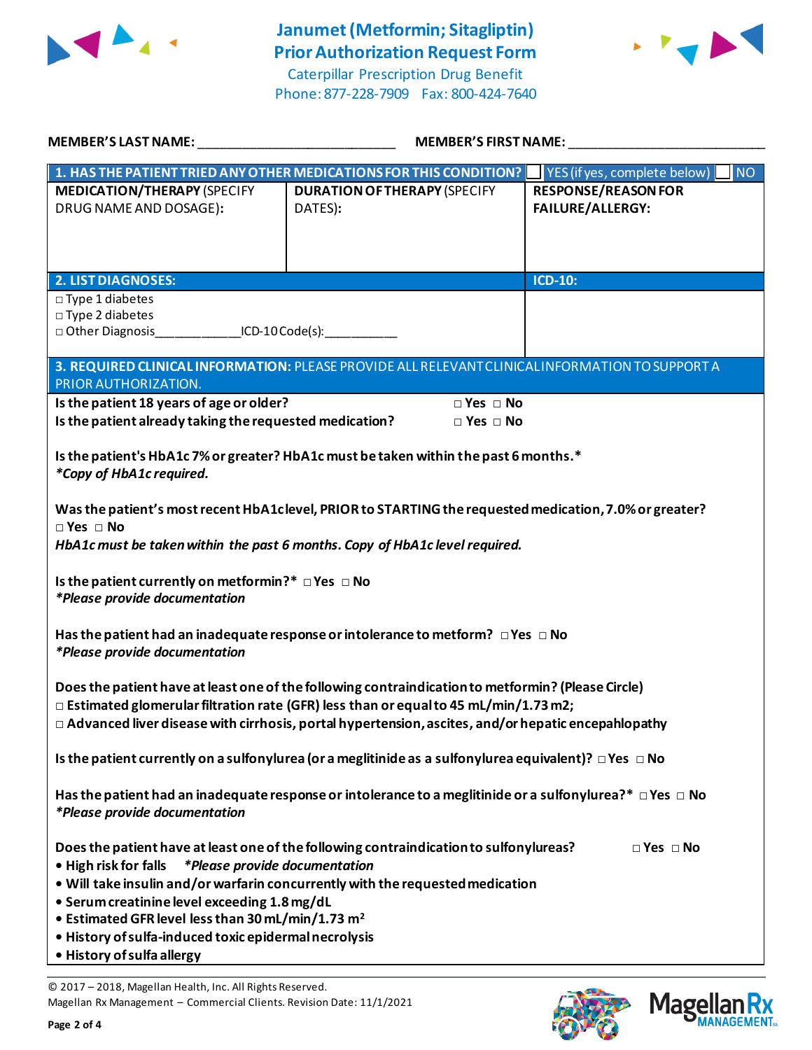# Janumet (Metformin; Sitagliptin) Prior Authorization Request Form

Caterpillar Prescription Drug Benefit
Phone: 877-228-7909 Fax: 800-424-7640

**MEMBER'S LAST NAME:** ___________________________ **MEMBER'S FIRST NAME:** ___________________________

| **1. HAS THE PATIENT TRIED ANY OTHER MEDICATIONS FOR THIS CONDITION?** | ☐ YES (if yes, complete below) ☐ NO | |
|---|---|---|
| **MEDICATION/THERAPY** (SPECIFY DRUG NAME AND DOSAGE): | **DURATION OF THERAPY** (SPECIFY DATES): | **RESPONSE/REASON FOR FAILURE/ALLERGY:** |
| | | |

| **2. LIST DIAGNOSES:** | **ICD-10:** |
|---|---|
| ☐ Type 1 diabetes<br>☐ Type 2 diabetes<br>☐ Other Diagnosis____________ICD-10 Code(s):__________ | |

**3. REQUIRED CLINICAL INFORMATION:** PLEASE PROVIDE ALL RELEVANT CLINICAL INFORMATION TO SUPPORT A PRIOR AUTHORIZATION.

**Is the patient 18 years of age or older?** ☐ Yes ☐ No

**Is the patient already taking the requested medication?** ☐ Yes ☐ No

**Is the patient's HbA1c 7% or greater? HbA1c must be taken within the past 6 months.***
***Copy of HbA1c required.***

**Was the patient's most recent HbA1c level, PRIOR to STARTING the requested medication, 7.0% or greater?**
☐ Yes ☐ No
***HbA1c must be taken within the past 6 months. Copy of HbA1c level required.***

**Is the patient currently on metformin?*** ☐ Yes ☐ No
***Please provide documentation***

**Has the patient had an inadequate response or intolerance to metform?** ☐ Yes ☐ No
***Please provide documentation***

**Does the patient have at least one of the following contraindication to metformin? (Please Circle)**
☐ **Estimated glomerular filtration rate (GFR) less than or equal to 45 mL/min/1.73 m2;**
☐ **Advanced liver disease with cirrhosis, portal hypertension, ascites, and/or hepatic encepahlopathy**

**Is the patient currently on a sulfonylurea (or a meglitinide as a sulfonylurea equivalent)?** ☐ Yes ☐ No

**Has the patient had an inadequate response or intolerance to a meglitinide or a sulfonylurea?*** ☐ Yes ☐ No
***Please provide documentation***

**Does the patient have at least one of the following contraindication to sulfonylureas?** ☐ Yes ☐ No

- **High risk for falls** ***Please provide documentation***
- **Will take insulin and/or warfarin concurrently with the requested medication**
- **Serum creatinine level exceeding 1.8 mg/dL**
- **Estimated GFR level less than 30 mL/min/1.73 m²**
- **History of sulfa-induced toxic epidermal necrolysis**
- **History of sulfa allergy**

© 2017 – 2018, Magellan Health, Inc. All Rights Reserved.
Magellan Rx Management – Commercial Clients. Revision Date: 11/1/2021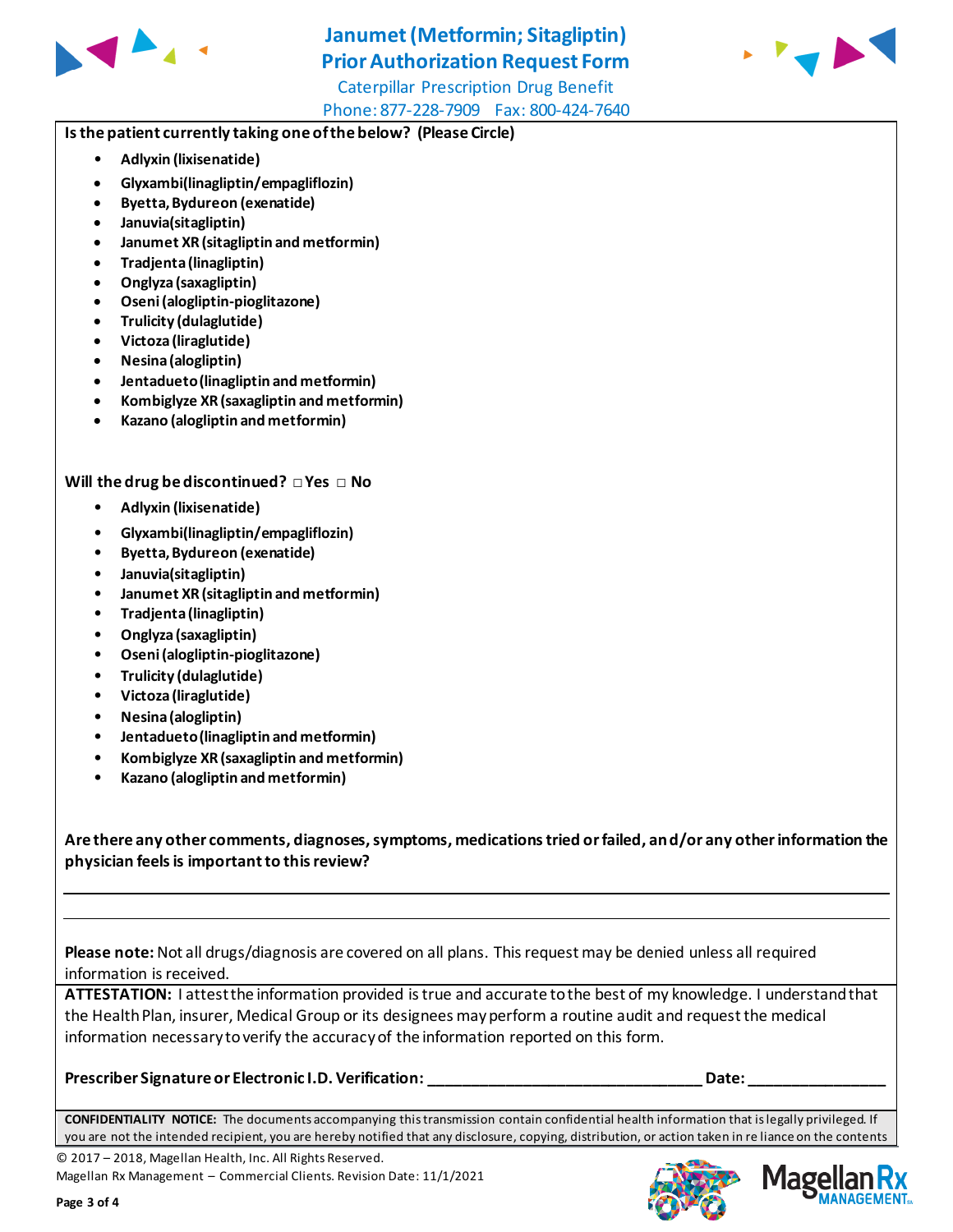# Janumet (Metformin; Sitagliptin)
# Prior Authorization Request Form

Caterpillar Prescription Drug Benefit
Phone: 877-228-7909 Fax: 800-424-7640

**Is the patient currently taking one of the below? (Please Circle)**

- **Adlyxin (lixisenatide)**
- **Glyxambi(linagliptin/empagliflozin)**
- **Byetta, Bydureon (exenatide)**
- **Januvia(sitagliptin)**
- **Janumet XR (sitagliptin and metformin)**
- **Tradjenta (linagliptin)**
- **Onglyza (saxagliptin)**
- **Oseni (alogliptin-pioglitazone)**
- **Trulicity (dulaglutide)**
- **Victoza (liraglutide)**
- **Nesina (alogliptin)**
- **Jentadueto (linagliptin and metformin)**
- **Kombiglyze XR (saxagliptin and metformin)**
- **Kazano (alogliptin and metformin)**

**Will the drug be discontinued?** □ **Yes** □ **No**

- **Adlyxin (lixisenatide)**
- **Glyxambi(linagliptin/empagliflozin)**
- **Byetta, Bydureon (exenatide)**
- **Januvia(sitagliptin)**
- **Janumet XR (sitagliptin and metformin)**
- **Tradjenta (linagliptin)**
- **Onglyza (saxagliptin)**
- **Oseni (alogliptin-pioglitazone)**
- **Trulicity (dulaglutide)**
- **Victoza (liraglutide)**
- **Nesina (alogliptin)**
- **Jentadueto (linagliptin and metformin)**
- **Kombiglyze XR (saxagliptin and metformin)**
- **Kazano (alogliptin and metformin)**

**Are there any other comments, diagnoses, symptoms, medications tried or failed, and/or any other information the physician feels is important to this review?**

_______________________________________________

_______________________________________________

**Please note:** Not all drugs/diagnosis are covered on all plans. This request may be denied unless all required information is received.

**ATTESTATION:** I attest the information provided is true and accurate to the best of my knowledge. I understand that the Health Plan, insurer, Medical Group or its designees may perform a routine audit and request the medical information necessary to verify the accuracy of the information reported on this form.

**Prescriber Signature or Electronic I.D. Verification:** ______________________________ **Date:** _______________

**CONFIDENTIALITY NOTICE:** The documents accompanying this transmission contain confidential health information that is legally privileged. If you are not the intended recipient, you are hereby notified that any disclosure, copying, distribution, or action taken in reliance on the contents

© 2017 – 2018, Magellan Health, Inc. All Rights Reserved.
Magellan Rx Management – Commercial Clients. Revision Date: 11/1/2021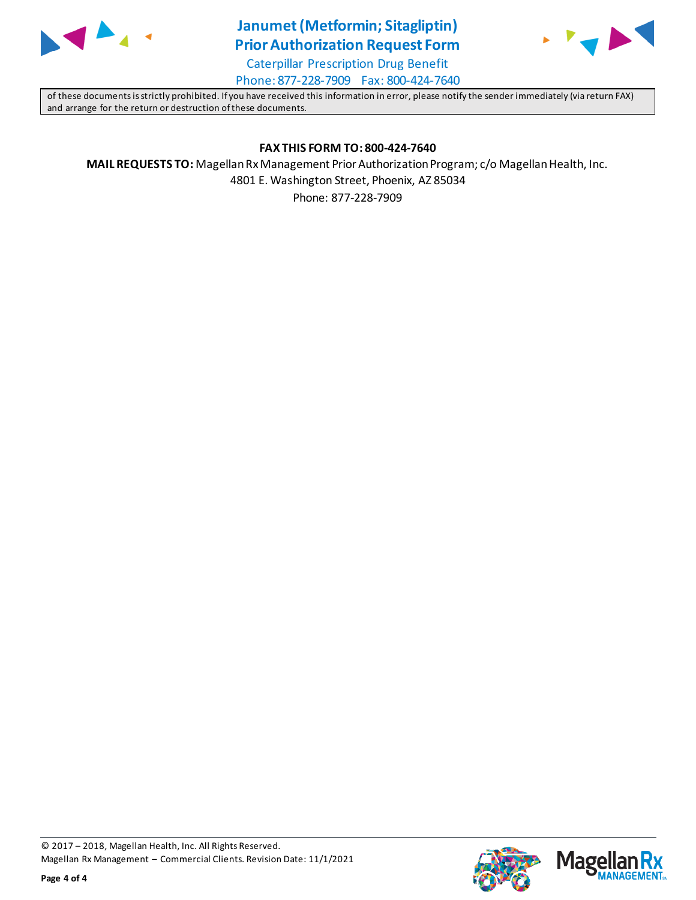of these documents is strictly prohibited. If you have received this information in error, please notify the sender immediately (via return FAX) and arrange for the return or destruction of these documents.

**FAX THIS FORM TO: 800-424-7640**

**MAIL REQUESTS TO:** Magellan Rx Management Prior Authorization Program; c/o Magellan Health, Inc.
4801 E. Washington Street, Phoenix, AZ 85034
Phone: 877-228-7909